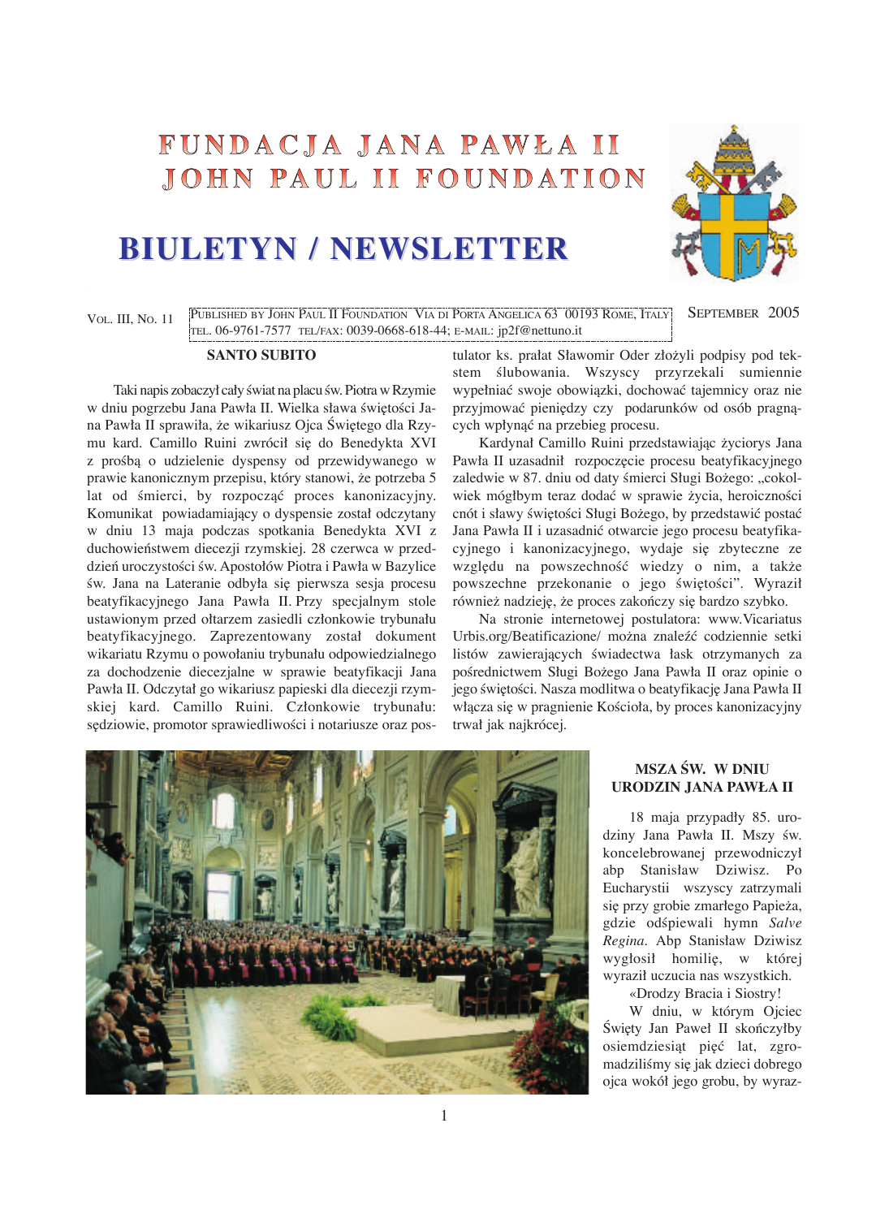# FUNDACJA JANA PAWŁA II
# JOHN PAUL II FOUNDATION

# BIULETYN / NEWSLETTER

VOL. III, NO. 11 — PUBLISHED BY JOHN PAUL II FOUNDATION VIA DI PORTA ANGELICA 63 00193 ROME, ITALY TEL. 06-9761-7577 TEL/FAX: 0039-0668-618-44; E-MAIL: jp2f@nettuno.it — SEPTEMBER 2005

## SANTO SUBITO

Taki napis zobaczył cały świat na placu św. Piotra w Rzymie w dniu pogrzebu Jana Pawła II. Wielka sława świętości Jana Pawła II sprawiła, że wikariusz Ojca Świętego dla Rzymu kard. Camillo Ruini zwrócił się do Benedykta XVI z prośbą o udzielenie dyspensy od przewidywanego w prawie kanonicznym przepisu, który stanowi, że potrzeba 5 lat od śmierci, by rozpocząć proces kanonizacyjny. Komunikat powiadamiający o dyspensie został odczytany w dniu 13 maja podczas spotkania Benedykta XVI z duchowieństwem diecezji rzymskiej. 28 czerwca w przeddzień uroczystości św. Apostołów Piotra i Pawła w Bazylice św. Jana na Lateranie odbyła się pierwsza sesja procesu beatyfikacyjnego Jana Pawła II. Przy specjalnym stole ustawionym przed ołtarzem zasiedli członkowie trybunału beatyfikacyjnego. Zaprezentowany został dokument wikariatu Rzymu o powołaniu trybunału odpowiedzialnego za dochodzenie diecezjalne w sprawie beatyfikacji Jana Pawła II. Odczytał go wikariusz papieski dla diecezji rzymskiej kard. Camillo Ruini. Członkowie trybunału: sędziowie, promotor sprawiedliwości i notariusze oraz postulator ks. prałat Sławomir Oder złożyli podpisy pod tekstem ślubowania. Wszyscy przyrzekali sumiennie wypełniać swoje obowiązki, dochować tajemnicy oraz nie przyjmować pieniędzy czy podarunków od osób pragnących wpłynąć na przebieg procesu.

Kardynał Camillo Ruini przedstawiając życiorys Jana Pawła II uzasadnił rozpoczęcie procesu beatyfikacyjnego zaledwie w 87. dniu od daty śmierci Sługi Bożego: „cokolwiek mógłbym teraz dodać w sprawie życia, heroiczności cnót i sławy świętości Sługi Bożego, by przedstawić postać Jana Pawła II i uzasadnić otwarcie jego procesu beatyfikacyjnego i kanonizacyjnego, wydaje się zbyteczne ze względu na powszechność wiedzy o nim, a także powszechne przekonanie o jego świętości". Wyraził również nadzieję, że proces zakończy się bardzo szybko.

Na stronie internetowej postulatora: www.Vicariatus Urbis.org/Beatificazione/ można znaleźć codziennie setki listów zawierających świadectwa łask otrzymanych za pośrednictwem Sługi Bożego Jana Pawła II oraz opinie o jego świętości. Nasza modlitwa o beatyfikację Jana Pawła II włącza się w pragnienie Kościoła, by proces kanonizacyjny trwał jak najkrócej.

## MSZA ŚW. W DNIU URODZIN JANA PAWŁA II

18 maja przypadły 85. urodziny Jana Pawła II. Mszy św. koncelebrowanej przewodniczył abp Stanisław Dziwisz. Po Eucharystii wszyscy zatrzymali się przy grobie zmarłego Papieża, gdzie odśpiewali hymn *Salve Regina*. Abp Stanisław Dziwisz wygłosił homilię, w której wyraził uczucia nas wszystkich.

«Drodzy Bracia i Siostry!

W dniu, w którym Ojciec Święty Jan Paweł II skończyłby osiemdziesiąt pięć lat, zgromadziliśmy się jak dzieci dobrego ojca wokół jego grobu, by wyraz-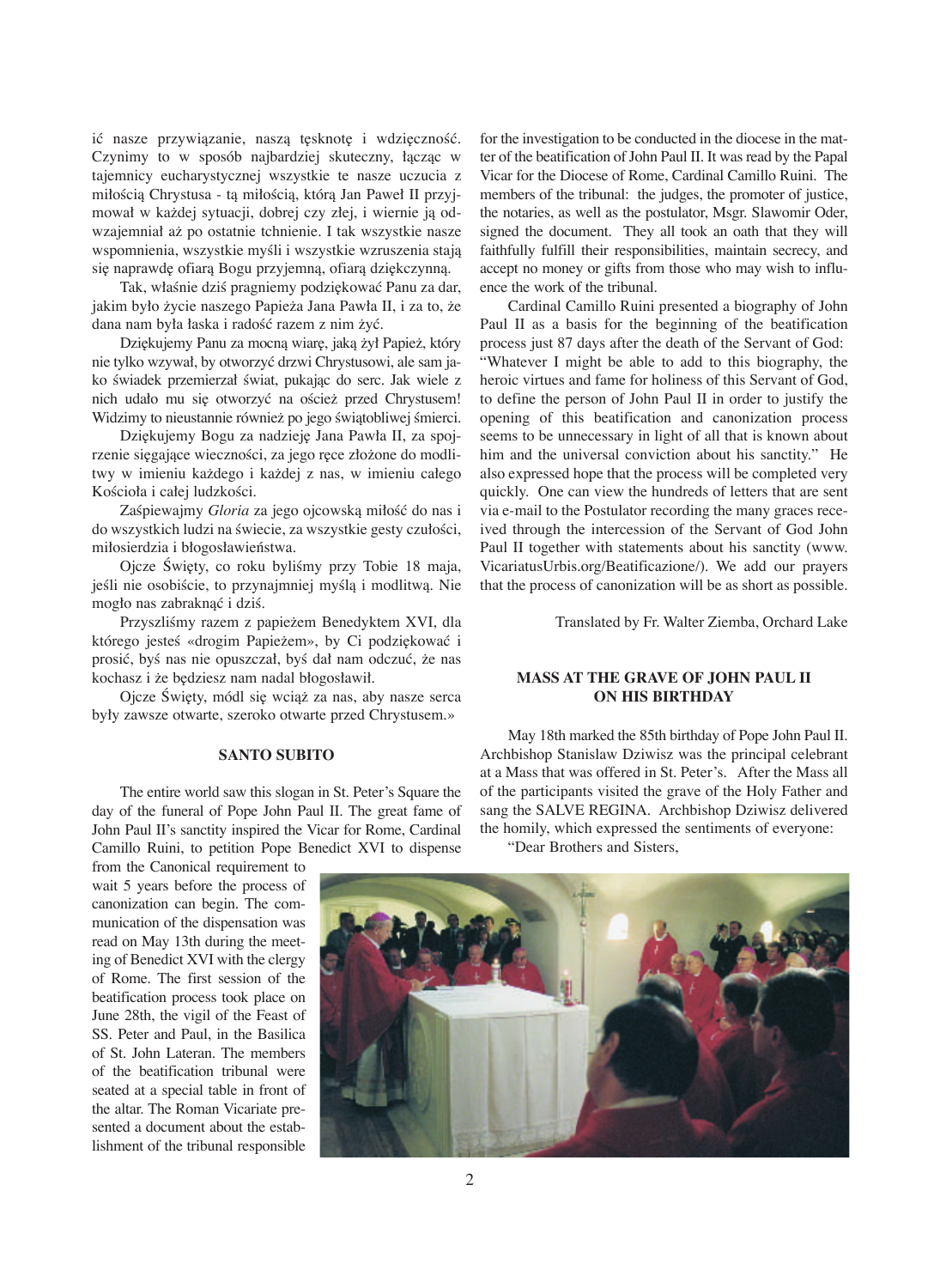ić nasze przywiązanie, naszą tęsknotę i wdzięczność. Czynimy to w sposób najbardziej skuteczny, łącząc w tajemnicy eucharystycznej wszystkie te nasze uczucia z miłością Chrystusa - tą miłością, którą Jan Paweł II przyjmował w każdej sytuacji, dobrej czy złej, i wiernie ją odwzajemniał aż po ostatnie tchnienie. I tak wszystkie nasze wspomnienia, wszystkie myśli i wszystkie wzruszenia stają się naprawdę ofiarą Bogu przyjemną, ofiarą dziękczynną.

Tak, właśnie dziś pragniemy podziękować Panu za dar, jakim było życie naszego Papieża Jana Pawła II, i za to, że dana nam była łaska i radość razem z nim żyć.

Dziękujemy Panu za mocną wiarę, jaką żył Papież, który nie tylko wzywał, by otworzyć drzwi Chrystusowi, ale sam jako świadek przemierzał świat, pukając do serc. Jak wiele z nich udało mu się otworzyć na oścież przed Chrystusem! Widzimy to nieustannie również po jego świątobliwej śmierci.

Dziękujemy Bogu za nadzieję Jana Pawła II, za spojrzenie sięgające wieczności, za jego ręce złożone do modlitwy w imieniu każdego i każdej z nas, w imieniu całego Kościoła i całej ludzkości.

Zaśpiewajmy *Gloria* za jego ojcowską miłość do nas i do wszystkich ludzi na świecie, za wszystkie gesty czułości, miłosierdzia i błogosławieństwa.

Ojcze Święty, co roku byliśmy przy Tobie 18 maja, jeśli nie osobiście, to przynajmniej myślą i modlitwą. Nie mogło nas zabraknąć i dziś.

Przyszliśmy razem z papieżem Benedyktem XVI, dla którego jesteś «drogim Papieżem», by Ci podziękować i prosić, byś nas nie opuszczał, byś dał nam odczuć, że nas kochasz i że będziesz nam nadal błogosławił.

Ojcze Święty, módl się wciąż za nas, aby nasze serca były zawsze otwarte, szeroko otwarte przed Chrystusem.»

## SANTO SUBITO

The entire world saw this slogan in St. Peter's Square the day of the funeral of Pope John Paul II. The great fame of John Paul II's sanctity inspired the Vicar for Rome, Cardinal Camillo Ruini, to petition Pope Benedict XVI to dispense from the Canonical requirement to wait 5 years before the process of canonization can begin. The communication of the dispensation was read on May 13th during the meeting of Benedict XVI with the clergy of Rome. The first session of the beatification process took place on June 28th, the vigil of the Feast of SS. Peter and Paul, in the Basilica of St. John Lateran. The members of the beatification tribunal were seated at a special table in front of the altar. The Roman Vicariate presented a document about the establishment of the tribunal responsible for the investigation to be conducted in the diocese in the matter of the beatification of John Paul II. It was read by the Papal Vicar for the Diocese of Rome, Cardinal Camillo Ruini. The members of the tribunal: the judges, the promoter of justice, the notaries, as well as the postulator, Msgr. Slawomir Oder, signed the document. They all took an oath that they will faithfully fulfill their responsibilities, maintain secrecy, and accept no money or gifts from those who may wish to influence the work of the tribunal.

Cardinal Camillo Ruini presented a biography of John Paul II as a basis for the beginning of the beatification process just 87 days after the death of the Servant of God: "Whatever I might be able to add to this biography, the heroic virtues and fame for holiness of this Servant of God, to define the person of John Paul II in order to justify the opening of this beatification and canonization process seems to be unnecessary in light of all that is known about him and the universal conviction about his sanctity." He also expressed hope that the process will be completed very quickly. One can view the hundreds of letters that are sent via e-mail to the Postulator recording the many graces received through the intercession of the Servant of God John Paul II together with statements about his sanctity (www.VicariatusUrbis.org/Beatificazione/). We add our prayers that the process of canonization will be as short as possible.

Translated by Fr. Walter Ziemba, Orchard Lake

## MASS AT THE GRAVE OF JOHN PAUL II ON HIS BIRTHDAY

May 18th marked the 85th birthday of Pope John Paul II. Archbishop Stanislaw Dziwisz was the principal celebrant at a Mass that was offered in St. Peter's. After the Mass all of the participants visited the grave of the Holy Father and sang the SALVE REGINA. Archbishop Dziwisz delivered the homily, which expressed the sentiments of everyone:

"Dear Brothers and Sisters,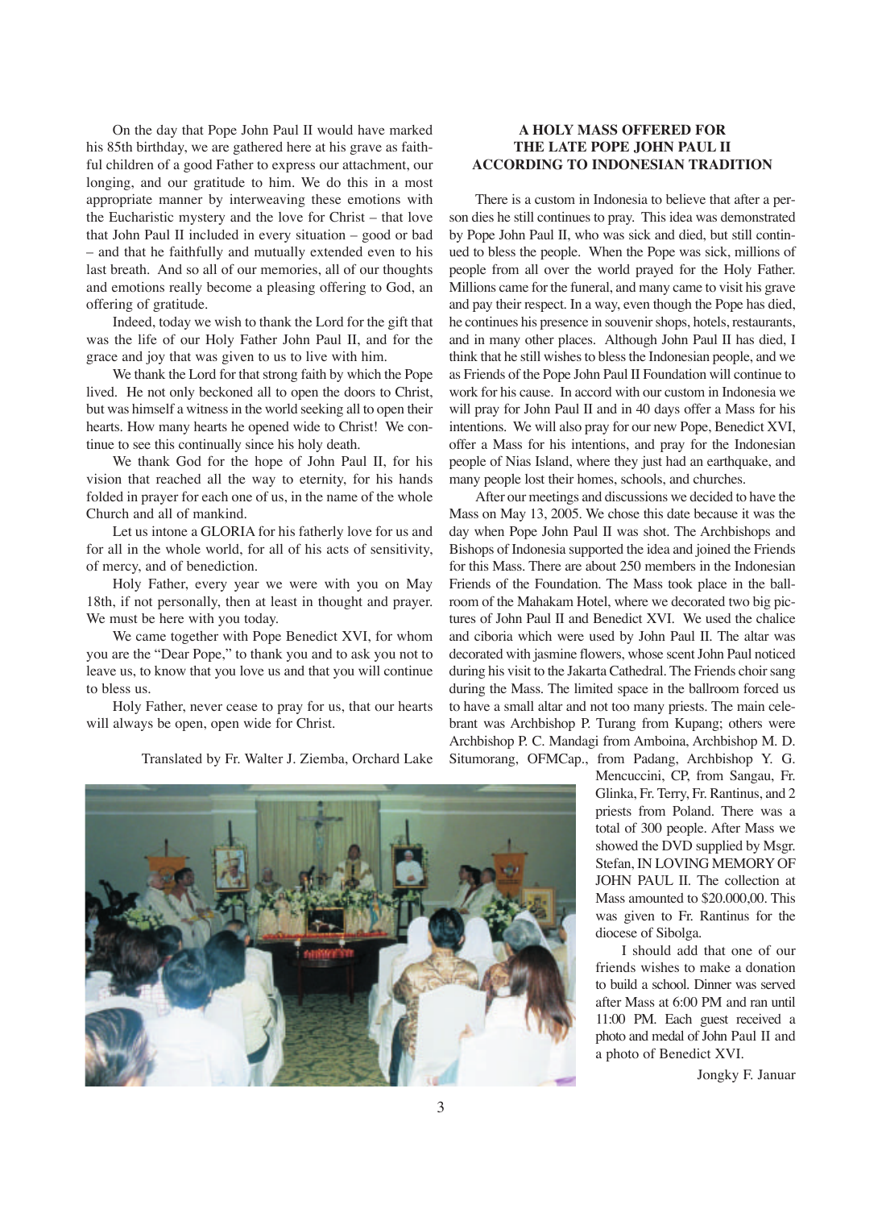On the day that Pope John Paul II would have marked his 85th birthday, we are gathered here at his grave as faithful children of a good Father to express our attachment, our longing, and our gratitude to him. We do this in a most appropriate manner by interweaving these emotions with the Eucharistic mystery and the love for Christ – that love that John Paul II included in every situation – good or bad – and that he faithfully and mutually extended even to his last breath. And so all of our memories, all of our thoughts and emotions really become a pleasing offering to God, an offering of gratitude.

Indeed, today we wish to thank the Lord for the gift that was the life of our Holy Father John Paul II, and for the grace and joy that was given to us to live with him.

We thank the Lord for that strong faith by which the Pope lived. He not only beckoned all to open the doors to Christ, but was himself a witness in the world seeking all to open their hearts. How many hearts he opened wide to Christ! We continue to see this continually since his holy death.

We thank God for the hope of John Paul II, for his vision that reached all the way to eternity, for his hands folded in prayer for each one of us, in the name of the whole Church and all of mankind.

Let us intone a GLORIA for his fatherly love for us and for all in the whole world, for all of his acts of sensitivity, of mercy, and of benediction.

Holy Father, every year we were with you on May 18th, if not personally, then at least in thought and prayer. We must be here with you today.

We came together with Pope Benedict XVI, for whom you are the "Dear Pope," to thank you and to ask you not to leave us, to know that you love us and that you will continue to bless us.

Holy Father, never cease to pray for us, that our hearts will always be open, open wide for Christ.

Translated by Fr. Walter J. Ziemba, Orchard Lake

## A HOLY MASS OFFERED FOR THE LATE POPE JOHN PAUL II ACCORDING TO INDONESIAN TRADITION

There is a custom in Indonesia to believe that after a person dies he still continues to pray. This idea was demonstrated by Pope John Paul II, who was sick and died, but still continued to bless the people. When the Pope was sick, millions of people from all over the world prayed for the Holy Father. Millions came for the funeral, and many came to visit his grave and pay their respect. In a way, even though the Pope has died, he continues his presence in souvenir shops, hotels, restaurants, and in many other places. Although John Paul II has died, I think that he still wishes to bless the Indonesian people, and we as Friends of the Pope John Paul II Foundation will continue to work for his cause. In accord with our custom in Indonesia we will pray for John Paul II and in 40 days offer a Mass for his intentions. We will also pray for our new Pope, Benedict XVI, offer a Mass for his intentions, and pray for the Indonesian people of Nias Island, where they just had an earthquake, and many people lost their homes, schools, and churches.

After our meetings and discussions we decided to have the Mass on May 13, 2005. We chose this date because it was the day when Pope John Paul II was shot. The Archbishops and Bishops of Indonesia supported the idea and joined the Friends for this Mass. There are about 250 members in the Indonesian Friends of the Foundation. The Mass took place in the ballroom of the Mahakam Hotel, where we decorated two big pictures of John Paul II and Benedict XVI. We used the chalice and ciboria which were used by John Paul II. The altar was decorated with jasmine flowers, whose scent John Paul noticed during his visit to the Jakarta Cathedral. The Friends choir sang during the Mass. The limited space in the ballroom forced us to have a small altar and not too many priests. The main celebrant was Archbishop P. Turang from Kupang; others were Archbishop P. C. Mandagi from Amboina, Archbishop M. D. Situmorang, OFMCap., from Padang, Archbishop Y. G. Mencuccini, CP, from Sangau, Fr. Glinka, Fr. Terry, Fr. Rantinus, and 2 priests from Poland. There was a total of 300 people. After Mass we showed the DVD supplied by Msgr. Stefan, IN LOVING MEMORY OF JOHN PAUL II. The collection at Mass amounted to $20.000,00. This was given to Fr. Rantinus for the diocese of Sibolga.

I should add that one of our friends wishes to make a donation to build a school. Dinner was served after Mass at 6:00 PM and ran until 11:00 PM. Each guest received a photo and medal of John Paul II and a photo of Benedict XVI.

Jongky F. Januar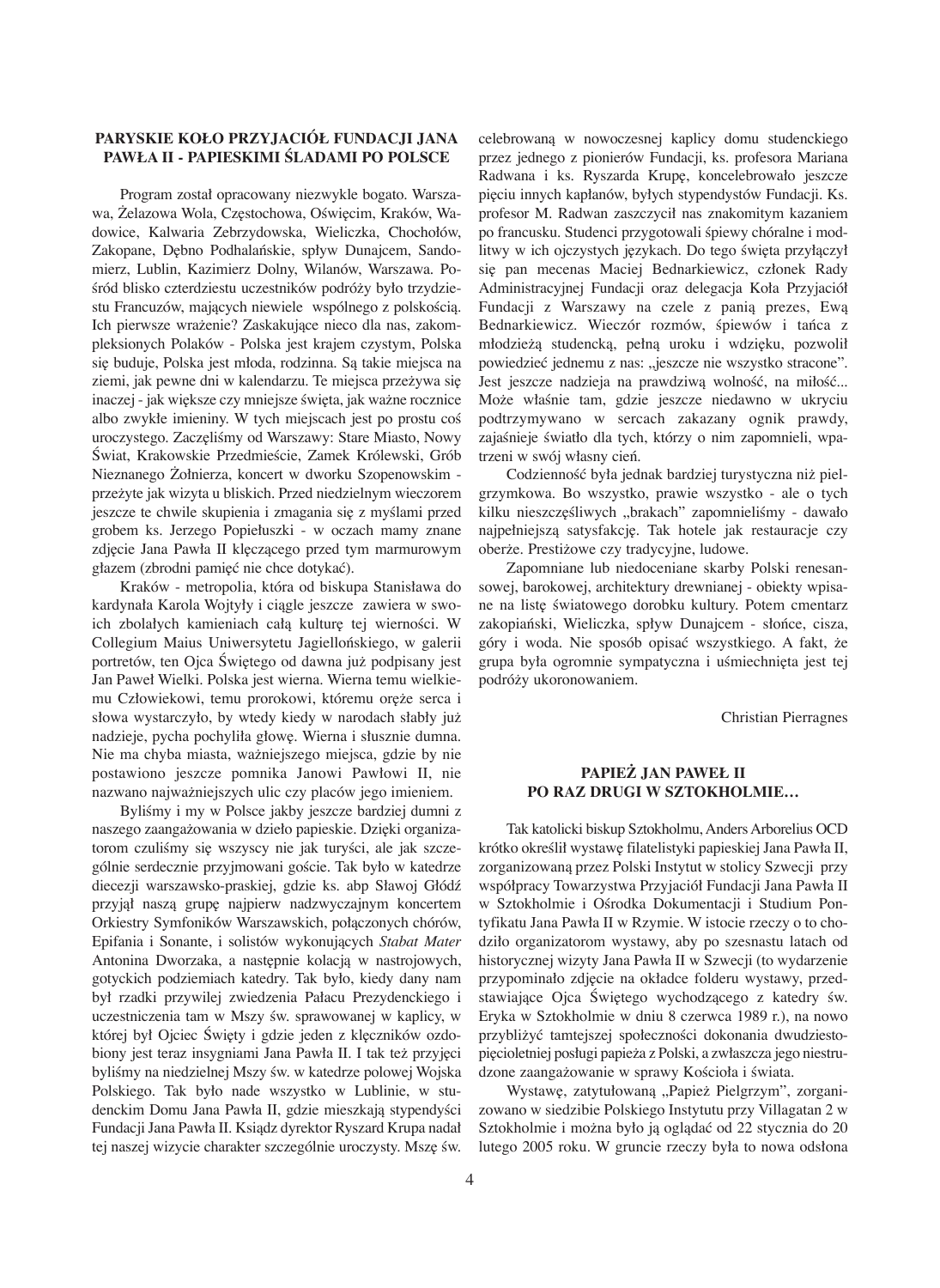## PARYSKIE KOŁO PRZYJACIÓŁ FUNDACJI JANA PAWŁA II - PAPIESKIMI ŚLADAMI PO POLSCE

Program został opracowany niezwykle bogato. Warszawa, Żelazowa Wola, Częstochowa, Oświęcim, Kraków, Wadowice, Kalwaria Zebrzydowska, Wieliczka, Chochołów, Zakopane, Dębno Podhalańskie, spływ Dunajcem, Sandomierz, Lublin, Kazimierz Dolny, Wilanów, Warszawa. Pośród blisko czterdziestu uczestników podróży było trzydziestu Francuzów, mających niewiele wspólnego z polskością. Ich pierwsze wrażenie? Zaskakujące nieco dla nas, zakompleksionych Polaków - Polska jest krajem czystym, Polska się buduje, Polska jest młoda, rodzinna. Są takie miejsca na ziemi, jak pewne dni w kalendarzu. Te miejsca przeżywa się inaczej - jak większe czy mniejsze święta, jak ważne rocznice albo zwykłe imieniny. W tych miejscach jest po prostu coś uroczystego. Zaczęliśmy od Warszawy: Stare Miasto, Nowy Świat, Krakowskie Przedmieście, Zamek Królewski, Grób Nieznanego Żołnierza, koncert w dworku Szopenowskim - przeżyte jak wizyta u bliskich. Przed niedzielnym wieczorem jeszcze te chwile skupienia i zmagania się z myślami przed grobem ks. Jerzego Popiełuszki - w oczach mamy znane zdjęcie Jana Pawła II klęczącego przed tym marmurowym głazem (zbrodni pamięć nie chce dotykać).

Kraków - metropolia, która od biskupa Stanisława do kardynała Karola Wojtyły i ciągle jeszcze zawiera w swoich zbolałych kamieniach całą kulturę tej wierności. W Collegium Maius Uniwersytetu Jagiellońskiego, w galerii portretów, ten Ojca Świętego od dawna już podpisany jest Jan Paweł Wielki. Polska jest wierna. Wierna temu wielkiemu Człowiekowi, temu prorokowi, któremu oręże serca i słowa wystarczyło, by wtedy kiedy w narodach słabły już nadzieje, pycha pochyliła głowę. Wierna i słusznie dumna. Nie ma chyba miasta, ważniejszego miejsca, gdzie by nie postawiono jeszcze pomnika Janowi Pawłowi II, nie nazwano najważniejszych ulic czy placów jego imieniem.

Byliśmy i my w Polsce jakby jeszcze bardziej dumni z naszego zaangażowania w dzieło papieskie. Dzięki organizatorom czuliśmy się wszyscy nie jak turyści, ale jak szczególnie serdecznie przyjmowani goście. Tak było w katedrze diecezji warszawsko-praskiej, gdzie ks. abp Sławoj Głódź przyjął naszą grupę najpierw nadzwyczajnym koncertem Orkiestry Symfoników Warszawskich, połączonych chórów, Epifania i Sonante, i solistów wykonujących *Stabat Mater* Antonina Dworzaka, a następnie kolacją w nastrojowych, gotyckich podziemiach katedry. Tak było, kiedy dany nam był rzadki przywilej zwiedzenia Pałacu Prezydenckiego i uczestniczenia tam w Mszy św. sprawowanej w kaplicy, w której był Ojciec Święty i gdzie jeden z klęczników ozdobiony jest teraz insygniami Jana Pawła II. I tak też przyjęci byliśmy na niedzielnej Mszy św. w katedrze polowej Wojska Polskiego. Tak było nade wszystko w Lublinie, w studenckim Domu Jana Pawła II, gdzie mieszkają stypendyści Fundacji Jana Pawła II. Ksiądz dyrektor Ryszard Krupa nadał tej naszej wizycie charakter szczególnie uroczysty. Mszę św. celebrowaną w nowoczesnej kaplicy domu studenckiego przez jednego z pionierów Fundacji, ks. profesora Mariana Radwana i ks. Ryszarda Krupę, koncelebrowało jeszcze pięciu innych kapłanów, byłych stypendystów Fundacji. Ks. profesor M. Radwan zaszczycił nas znakomitym kazaniem po francusku. Studenci przygotowali śpiewy chóralne i modlitwy w ich ojczystych językach. Do tego święta przyłączył się pan mecenas Maciej Bednarkiewicz, członek Rady Administracyjnej Fundacji oraz delegacja Koła Przyjaciół Fundacji z Warszawy na czele z panią prezes, Ewą Bednarkiewicz. Wieczór rozmów, śpiewów i tańca z młodzieżą studencką, pełną uroku i wdzięku, pozwolił powiedzieć jednemu z nas: „jeszcze nie wszystko stracone". Jest jeszcze nadzieja na prawdziwą wolność, na miłość... Może właśnie tam, gdzie jeszcze niedawno w ukryciu podtrzymywano w sercach zakazany ognik prawdy, zajaśnieje światło dla tych, którzy o nim zapomnieli, wpatrzeni w swój własny cień.

Codzienność była jednak bardziej turystyczna niż pielgrzymkowa. Bo wszystko, prawie wszystko - ale o tych kilku nieszczęśliwych „brakach" zapomnieliśmy - dawało najpełniejszą satysfakcję. Tak hotele jak restauracje czy oberże. Prestiżowe czy tradycyjne, ludowe.

Zapomniane lub niedoceniane skarby Polski renesansowej, barokowej, architektury drewnianej - obiekty wpisane na listę światowego dorobku kultury. Potem cmentarz zakopiański, Wieliczka, spływ Dunajcem - słońce, cisza, góry i woda. Nie sposób opisać wszystkiego. A fakt, że grupa była ogromnie sympatyczna i uśmiechnięta jest tej podróży ukoronowaniem.

Christian Pierragnes

## PAPIEŻ JAN PAWEŁ II PO RAZ DRUGI W SZTOKHOLMIE…

Tak katolicki biskup Sztokholmu, Anders Arborelius OCD krótko określił wystawę filatelistyki papieskiej Jana Pawła II, zorganizowaną przez Polski Instytut w stolicy Szwecji przy współpracy Towarzystwa Przyjaciół Fundacji Jana Pawła II w Sztokholmie i Ośrodka Dokumentacji i Studium Pontyfikatu Jana Pawła II w Rzymie. W istocie rzeczy o to chodziło organizatorom wystawy, aby po szesnastu latach od historycznej wizyty Jana Pawła II w Szwecji (to wydarzenie przypominało zdjęcie na okładce folderu wystawy, przedstawiające Ojca Świętego wychodzącego z katedry św. Eryka w Sztokholmie w dniu 8 czerwca 1989 r.), na nowo przybliżyć tamtejszej społeczności dokonania dwudziestopięcioletniej posługi papieża z Polski, a zwłaszcza jego niestrudzone zaangażowanie w sprawy Kościoła i świata.

Wystawę, zatytułowaną „Papież Pielgrzym", zorganizowano w siedzibie Polskiego Instytutu przy Villagatan 2 w Sztokholmie i można było ją oglądać od 22 stycznia do 20 lutego 2005 roku. W gruncie rzeczy była to nowa odsłona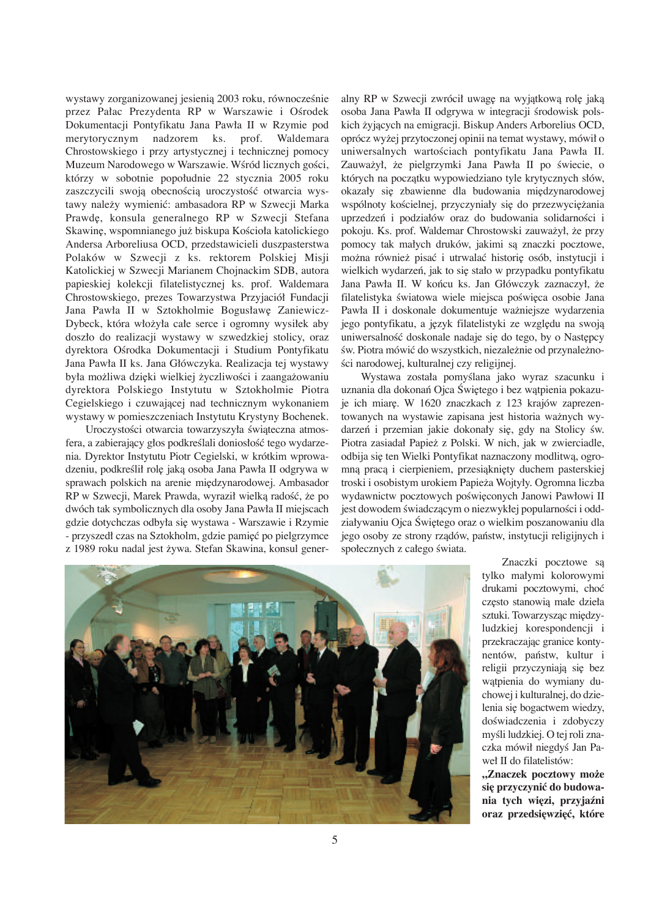wystawy zorganizowanej jesienią 2003 roku, równocześnie przez Pałac Prezydenta RP w Warszawie i Ośrodek Dokumentacji Pontyfikatu Jana Pawła II w Rzymie pod merytorycznym nadzorem ks. prof. Waldemara Chrostowskiego i przy artystycznej i technicznej pomocy Muzeum Narodowego w Warszawie. Wśród licznych gości, którzy w sobotnie popołudnie 22 stycznia 2005 roku zaszczycili swoją obecnością uroczystość otwarcia wystawy należy wymienić: ambasadora RP w Szwecji Marka Prawdę, konsula generalnego RP w Szwecji Stefana Skawinę, wspomnianego już biskupa Kościoła katolickiego Andersa Arboreliusa OCD, przedstawicieli duszpasterstwa Polaków w Szwecji z ks. rektorem Polskiej Misji Katolickiej w Szwecji Marianem Chojnackim SDB, autora papieskiej kolekcji filatelistycznej ks. prof. Waldemara Chrostowskiego, prezes Towarzystwa Przyjaciół Fundacji Jana Pawła II w Sztokholmie Bogusławę Zaniewicz-Dybeck, która włożyła całe serce i ogromny wysiłek aby doszło do realizacji wystawy w szwedzkiej stolicy, oraz dyrektora Ośrodka Dokumentacji i Studium Pontyfikatu Jana Pawła II ks. Jana Główczyka. Realizacja tej wystawy była możliwa dzięki wielkiej życzliwości i zaangażowaniu dyrektora Polskiego Instytutu w Sztokholmie Piotra Cegielskiego i czuwającej nad technicznym wykonaniem wystawy w pomieszczeniach Instytutu Krystyny Bochenek.

Uroczystości otwarcia towarzyszyła świąteczna atmosfera, a zabierający głos podkreślali doniosłość tego wydarzenia. Dyrektor Instytutu Piotr Cegielski, w krótkim wprowadzeniu, podkreślił rolę jaką osoba Jana Pawła II odgrywa w sprawach polskich na arenie międzynarodowej. Ambasador RP w Szwecji, Marek Prawda, wyraził wielką radość, że po dwóch tak symbolicznych dla osoby Jana Pawła II miejscach gdzie dotychczas odbyła się wystawa - Warszawie i Rzymie - przyszedł czas na Sztokholm, gdzie pamięć po pielgrzymce z 1989 roku nadal jest żywa. Stefan Skawina, konsul generalny RP w Szwecji zwrócił uwagę na wyjątkową rolę jaką osoba Jana Pawła II odgrywa w integracji środowisk polskich żyjących na emigracji. Biskup Anders Arborelius OCD, oprócz wyżej przytoczonej opinii na temat wystawy, mówił o uniwersalnych wartościach pontyfikatu Jana Pawła II. Zauważył, że pielgrzymki Jana Pawła II po świecie, o których na początku wypowiedziano tyle krytycznych słów, okazały się zbawienne dla budowania międzynarodowej wspólnoty kościelnej, przyczyniały się do przezwyciężania uprzedzeń i podziałów oraz do budowania solidarności i pokoju. Ks. prof. Waldemar Chrostowski zauważył, że przy pomocy tak małych druków, jakimi są znaczki pocztowe, można również pisać i utrwalać historię osób, instytucji i wielkich wydarzeń, jak to się stało w przypadku pontyfikatu Jana Pawła II. W końcu ks. Jan Główczyk zaznaczył, że filatelistyka światowa wiele miejsca poświęca osobie Jana Pawła II i doskonale dokumentuje ważniejsze wydarzenia jego pontyfikatu, a język filatelistyki ze względu na swoją uniwersalność doskonale nadaje się do tego, by o Następcy św. Piotra mówić do wszystkich, niezależnie od przynależności narodowej, kulturalnej czy religijnej.

Wystawa została pomyślana jako wyraz szacunku i uznania dla dokonań Ojca Świętego i bez wątpienia pokazuje ich miarę. W 1620 znaczkach z 123 krajów zaprezentowanych na wystawie zapisana jest historia ważnych wydarzeń i przemian jakie dokonały się, gdy na Stolicy św. Piotra zasiadał Papież z Polski. W nich, jak w zwierciadle, odbija się ten Wielki Pontyfikat naznaczony modlitwą, ogromną pracą i cierpieniem, przesiąknięty duchem pasterskiej troski i osobistym urokiem Papieża Wojtyły. Ogromna liczba wydawnictw pocztowych poświęconych Janowi Pawłowi II jest dowodem świadczącym o niezwykłej popularności i oddziaływaniu Ojca Świętego oraz o wielkim poszanowaniu dla jego osoby ze strony rządów, państw, instytucji religijnych i społecznych z całego świata.

Znaczki pocztowe są tylko małymi kolorowymi drukami pocztowymi, choć często stanowią małe dzieła sztuki. Towarzysząc międzyludzkiej korespondencji i przekraczając granice kontynentów, państw, kultur i religii przyczyniają się bez wątpienia do wymiany duchowej i kulturalnej, do dzielenia się bogactwem wiedzy, doświadczenia i zdobyczy myśli ludzkiej. O tej roli znaczka mówił niegdyś Jan Paweł II do filatelistów:

**„Znaczek pocztowy może się przyczynić do budowania tych więzi, przyjaźni oraz przedsięwzięć, które**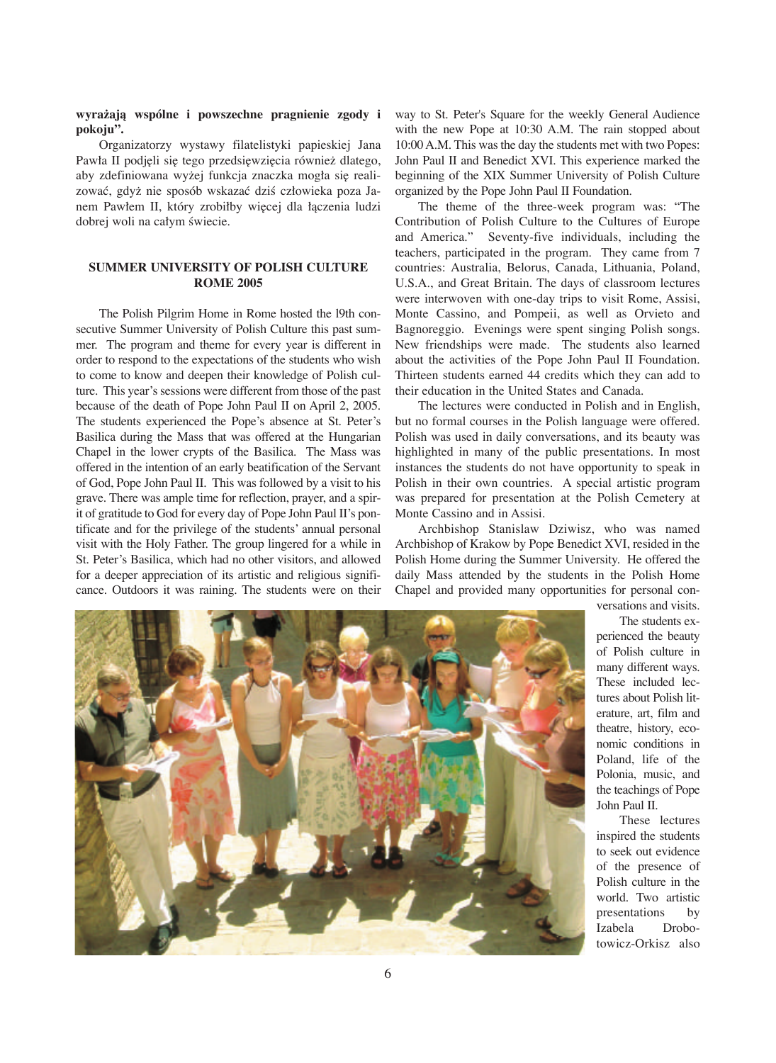**wyrażają wspólne i powszechne pragnienie zgody i pokoju".**

Organizatorzy wystawy filatelistyki papieskiej Jana Pawła II podjęli się tego przedsięwzięcia również dlatego, aby zdefiniowana wyżej funkcja znaczka mogła się realizować, gdyż nie sposób wskazać dziś człowieka poza Janem Pawłem II, który zrobiłby więcej dla łączenia ludzi dobrej woli na całym świecie.

## SUMMER UNIVERSITY OF POLISH CULTURE ROME 2005

The Polish Pilgrim Home in Rome hosted the l9th consecutive Summer University of Polish Culture this past summer. The program and theme for every year is different in order to respond to the expectations of the students who wish to come to know and deepen their knowledge of Polish culture. This year's sessions were different from those of the past because of the death of Pope John Paul II on April 2, 2005. The students experienced the Pope's absence at St. Peter's Basilica during the Mass that was offered at the Hungarian Chapel in the lower crypts of the Basilica. The Mass was offered in the intention of an early beatification of the Servant of God, Pope John Paul II. This was followed by a visit to his grave. There was ample time for reflection, prayer, and a spirit of gratitude to God for every day of Pope John Paul II's pontificate and for the privilege of the students' annual personal visit with the Holy Father. The group lingered for a while in St. Peter's Basilica, which had no other visitors, and allowed for a deeper appreciation of its artistic and religious significance. Outdoors it was raining. The students were on their way to St. Peter's Square for the weekly General Audience with the new Pope at 10:30 A.M. The rain stopped about 10:00 A.M. This was the day the students met with two Popes: John Paul II and Benedict XVI. This experience marked the beginning of the XIX Summer University of Polish Culture organized by the Pope John Paul II Foundation.

The theme of the three-week program was: "The Contribution of Polish Culture to the Cultures of Europe and America." Seventy-five individuals, including the teachers, participated in the program. They came from 7 countries: Australia, Belorus, Canada, Lithuania, Poland, U.S.A., and Great Britain. The days of classroom lectures were interwoven with one-day trips to visit Rome, Assisi, Monte Cassino, and Pompeii, as well as Orvieto and Bagnoreggio. Evenings were spent singing Polish songs. New friendships were made. The students also learned about the activities of the Pope John Paul II Foundation. Thirteen students earned 44 credits which they can add to their education in the United States and Canada.

The lectures were conducted in Polish and in English, but no formal courses in the Polish language were offered. Polish was used in daily conversations, and its beauty was highlighted in many of the public presentations. In most instances the students do not have opportunity to speak in Polish in their own countries. A special artistic program was prepared for presentation at the Polish Cemetery at Monte Cassino and in Assisi.

Archbishop Stanislaw Dziwisz, who was named Archbishop of Krakow by Pope Benedict XVI, resided in the Polish Home during the Summer University. He offered the daily Mass attended by the students in the Polish Home Chapel and provided many opportunities for personal conversations and visits.

The students experienced the beauty of Polish culture in many different ways. These included lectures about Polish literature, art, film and theatre, history, economic conditions in Poland, life of the Polonia, music, and the teachings of Pope John Paul II.

These lectures inspired the students to seek out evidence of the presence of Polish culture in the world. Two artistic presentations by Izabela Drobotowicz-Orkisz also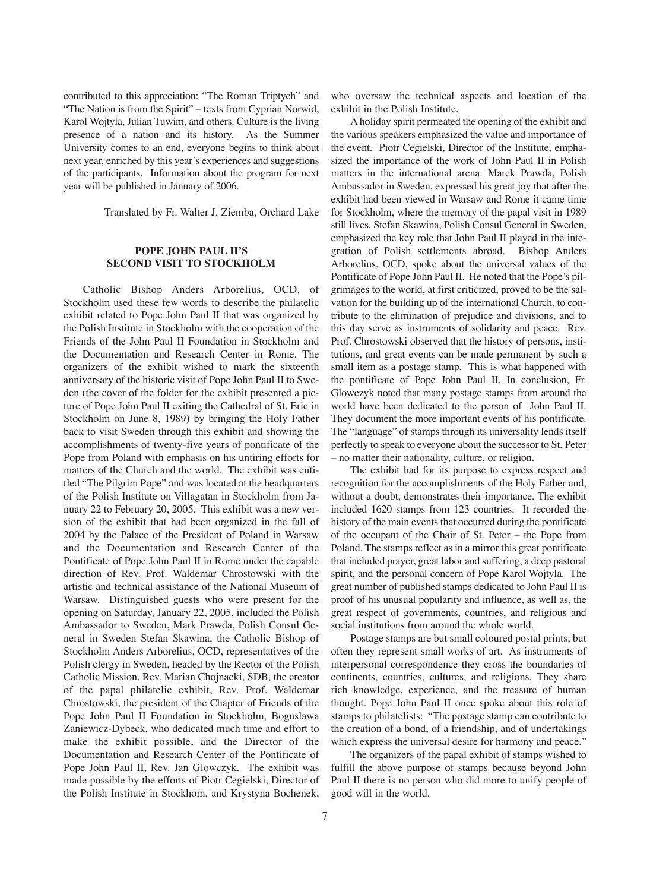contributed to this appreciation: "The Roman Triptych" and "The Nation is from the Spirit" – texts from Cyprian Norwid, Karol Wojtyla, Julian Tuwim, and others. Culture is the living presence of a nation and its history. As the Summer University comes to an end, everyone begins to think about next year, enriched by this year's experiences and suggestions of the participants. Information about the program for next year will be published in January of 2006.

Translated by Fr. Walter J. Ziemba, Orchard Lake

## POPE JOHN PAUL II'S SECOND VISIT TO STOCKHOLM

Catholic Bishop Anders Arborelius, OCD, of Stockholm used these few words to describe the philatelic exhibit related to Pope John Paul II that was organized by the Polish Institute in Stockholm with the cooperation of the Friends of the John Paul II Foundation in Stockholm and the Documentation and Research Center in Rome. The organizers of the exhibit wished to mark the sixteenth anniversary of the historic visit of Pope John Paul II to Sweden (the cover of the folder for the exhibit presented a picture of Pope John Paul II exiting the Cathedral of St. Eric in Stockholm on June 8, 1989) by bringing the Holy Father back to visit Sweden through this exhibit and showing the accomplishments of twenty-five years of pontificate of the Pope from Poland with emphasis on his untiring efforts for matters of the Church and the world. The exhibit was entitled "The Pilgrim Pope" and was located at the headquarters of the Polish Institute on Villagatan in Stockholm from January 22 to February 20, 2005. This exhibit was a new version of the exhibit that had been organized in the fall of 2004 by the Palace of the President of Poland in Warsaw and the Documentation and Research Center of the Pontificate of Pope John Paul II in Rome under the capable direction of Rev. Prof. Waldemar Chrostowski with the artistic and technical assistance of the National Museum of Warsaw. Distinguished guests who were present for the opening on Saturday, January 22, 2005, included the Polish Ambassador to Sweden, Mark Prawda, Polish Consul General in Sweden Stefan Skawina, the Catholic Bishop of Stockholm Anders Arborelius, OCD, representatives of the Polish clergy in Sweden, headed by the Rector of the Polish Catholic Mission, Rev. Marian Chojnacki, SDB, the creator of the papal philatelic exhibit, Rev. Prof. Waldemar Chrostowski, the president of the Chapter of Friends of the Pope John Paul II Foundation in Stockholm, Boguslawa Zaniewicz-Dybeck, who dedicated much time and effort to make the exhibit possible, and the Director of the Documentation and Research Center of the Pontificate of Pope John Paul II, Rev. Jan Glowczyk. The exhibit was made possible by the efforts of Piotr Cegielski, Director of the Polish Institute in Stockhom, and Krystyna Bochenek, who oversaw the technical aspects and location of the exhibit in the Polish Institute.

A holiday spirit permeated the opening of the exhibit and the various speakers emphasized the value and importance of the event. Piotr Cegielski, Director of the Institute, emphasized the importance of the work of John Paul II in Polish matters in the international arena. Marek Prawda, Polish Ambassador in Sweden, expressed his great joy that after the exhibit had been viewed in Warsaw and Rome it came time for Stockholm, where the memory of the papal visit in 1989 still lives. Stefan Skawina, Polish Consul General in Sweden, emphasized the key role that John Paul II played in the integration of Polish settlements abroad. Bishop Anders Arborelius, OCD, spoke about the universal values of the Pontificate of Pope John Paul II. He noted that the Pope's pilgrimages to the world, at first criticized, proved to be the salvation for the building up of the international Church, to contribute to the elimination of prejudice and divisions, and to this day serve as instruments of solidarity and peace. Rev. Prof. Chrostowski observed that the history of persons, institutions, and great events can be made permanent by such a small item as a postage stamp. This is what happened with the pontificate of Pope John Paul II. In conclusion, Fr. Glowczyk noted that many postage stamps from around the world have been dedicated to the person of John Paul II. They document the more important events of his pontificate. The "language" of stamps through its universality lends itself perfectly to speak to everyone about the successor to St. Peter – no matter their nationality, culture, or religion.

The exhibit had for its purpose to express respect and recognition for the accomplishments of the Holy Father and, without a doubt, demonstrates their importance. The exhibit included 1620 stamps from 123 countries. It recorded the history of the main events that occurred during the pontificate of the occupant of the Chair of St. Peter – the Pope from Poland. The stamps reflect as in a mirror this great pontificate that included prayer, great labor and suffering, a deep pastoral spirit, and the personal concern of Pope Karol Wojtyla. The great number of published stamps dedicated to John Paul II is proof of his unusual popularity and influence, as well as, the great respect of governments, countries, and religious and social institutions from around the whole world.

Postage stamps are but small coloured postal prints, but often they represent small works of art. As instruments of interpersonal correspondence they cross the boundaries of continents, countries, cultures, and religions. They share rich knowledge, experience, and the treasure of human thought. Pope John Paul II once spoke about this role of stamps to philatelists: "The postage stamp can contribute to the creation of a bond, of a friendship, and of undertakings which express the universal desire for harmony and peace."

The organizers of the papal exhibit of stamps wished to fulfill the above purpose of stamps because beyond John Paul II there is no person who did more to unify people of good will in the world.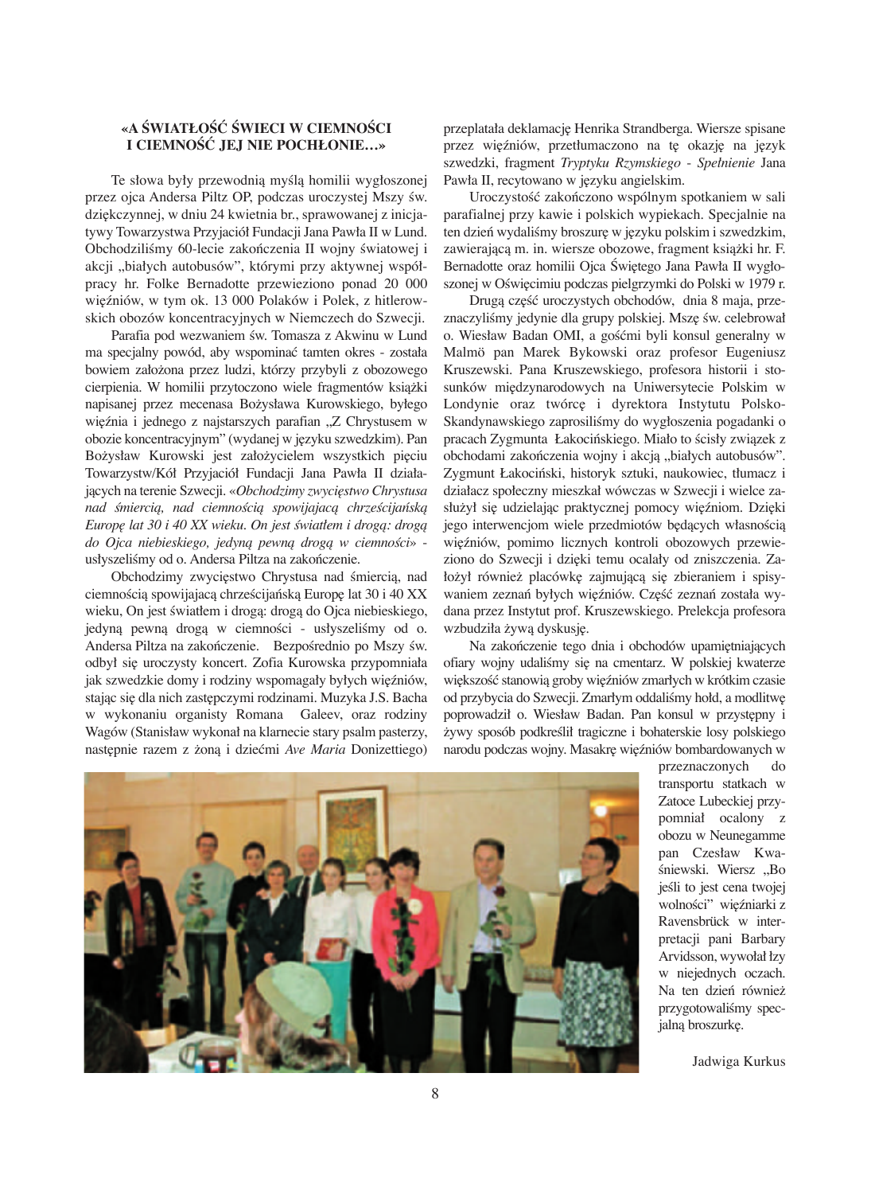## «A ŚWIATŁOŚĆ ŚWIECI W CIEMNOŚCI I CIEMNOŚĆ JEJ NIE POCHŁONIE…»

Te słowa były przewodnią myślą homilii wygłoszonej przez ojca Andersa Piltz OP, podczas uroczystej Mszy św. dziękczynnej, w dniu 24 kwietnia br., sprawowanej z inicjatywy Towarzystwa Przyjaciół Fundacji Jana Pawła II w Lund. Obchodziliśmy 60-lecie zakończenia II wojny światowej i akcji „białych autobusów", którymi przy aktywnej współpracy hr. Folke Bernadotte przewieziono ponad 20 000 więźniów, w tym ok. 13 000 Polaków i Polek, z hitlerowskich obozów koncentracyjnych w Niemczech do Szwecji.

Parafia pod wezwaniem św. Tomasza z Akwinu w Lund ma specjalny powód, aby wspominać tamten okres - została bowiem założona przez ludzi, którzy przybyli z obozowego cierpienia. W homilii przytoczono wiele fragmentów książki napisanej przez mecenasa Bożysława Kurowskiego, byłego więźnia i jednego z najstarszych parafian „Z Chrystusem w obozie koncentracyjnym" (wydanej w języku szwedzkim). Pan Bożysław Kurowski jest założycielem wszystkich pięciu Towarzystw/Kół Przyjaciół Fundacji Jana Pawła II działających na terenie Szwecji. «*Obchodzimy zwycięstwo Chrystusa nad śmiercią, nad ciemnością spowijajacą chrześcijańską Europę lat 30 i 40 XX wieku. On jest światłem i drogą: drogą do Ojca niebieskiego, jedyną pewną drogą w ciemności*» - usłyszeliśmy od o. Andersa Piltza na zakończenie.

Obchodzimy zwycięstwo Chrystusa nad śmiercią, nad ciemnością spowijajacą chrześcijańską Europę lat 30 i 40 XX wieku, On jest światłem i drogą: drogą do Ojca niebieskiego, jedyną pewną drogą w ciemności - usłyszeliśmy od o. Andersa Piltza na zakończenie. Bezpośrednio po Mszy św. odbył się uroczysty koncert. Zofia Kurowska przypomniała jak szwedzkie domy i rodziny wspomagały byłych więźniów, stając się dla nich zastępczymi rodzinami. Muzyka J.S. Bacha w wykonaniu organisty Romana Galeev, oraz rodziny Wagów (Stanisław wykonał na klarnecie stary psalm pasterzy, następnie razem z żoną i dziećmi *Ave Maria* Donizettiego) przeplatała deklamację Henrika Strandberga. Wiersze spisane przez więźniów, przetłumaczono na tę okazję na język szwedzki, fragment *Tryptyku Rzymskiego - Spełnienie* Jana Pawła II, recytowano w języku angielskim.

Uroczystość zakończono wspólnym spotkaniem w sali parafialnej przy kawie i polskich wypiekach. Specjalnie na ten dzień wydaliśmy broszurę w języku polskim i szwedzkim, zawierającą m. in. wiersze obozowe, fragment książki hr. F. Bernadotte oraz homilii Ojca Świętego Jana Pawła II wygłoszonej w Oświęcimiu podczas pielgrzymki do Polski w 1979 r.

Drugą część uroczystych obchodów, dnia 8 maja, przeznaczyliśmy jedynie dla grupy polskiej. Mszę św. celebrował o. Wiesław Badan OMI, a gośćmi byli konsul generalny w Malmö pan Marek Bykowski oraz profesor Eugeniusz Kruszewski. Pana Kruszewskiego, profesora historii i stosunków międzynarodowych na Uniwersytecie Polskim w Londynie oraz twórcę i dyrektora Instytutu Polsko-Skandynawskiego zaprosiliśmy do wygłoszenia pogadanki o pracach Zygmunta Łakocińskiego. Miało to ścisły związek z obchodami zakończenia wojny i akcją „białych autobusów". Zygmunt Łakociński, historyk sztuki, naukowiec, tłumacz i działacz społeczny mieszkał wówczas w Szwecji i wielce zasłużył się udzielając praktycznej pomocy więźniom. Dzięki jego interwencjom wiele przedmiotów będących własnością więźniów, pomimo licznych kontroli obozowych przewieziono do Szwecji i dzięki temu ocalały od zniszczenia. Założył również placówkę zajmującą się zbieraniem i spisywaniem zeznań byłych więźniów. Część zeznań została wydana przez Instytut prof. Kruszewskiego. Prelekcja profesora wzbudziła żywą dyskusję.

Na zakończenie tego dnia i obchodów upamiętniających ofiary wojny udaliśmy się na cmentarz. W polskiej kwaterze większość stanowią groby więźniów zmarłych w krótkim czasie od przybycia do Szwecji. Zmarłym oddaliśmy hołd, a modlitwę poprowadził o. Wiesław Badan. Pan konsul w przystępny i żywy sposób podkreślił tragiczne i bohaterskie losy polskiego narodu podczas wojny. Masakrę więźniów bombardowanych w przeznaczonych do transportu statkach w Zatoce Lubeckiej przypomniał ocalony z obozu w Neunegamme pan Czesław Kwaśniewski. Wiersz „Bo jeśli to jest cena twojej wolności" więźniarki z Ravensbrück w interpretacji pani Barbary Arvidsson, wywołał łzy w niejednych oczach. Na ten dzień również przygotowaliśmy specjalną broszurkę.

Jadwiga Kurkus